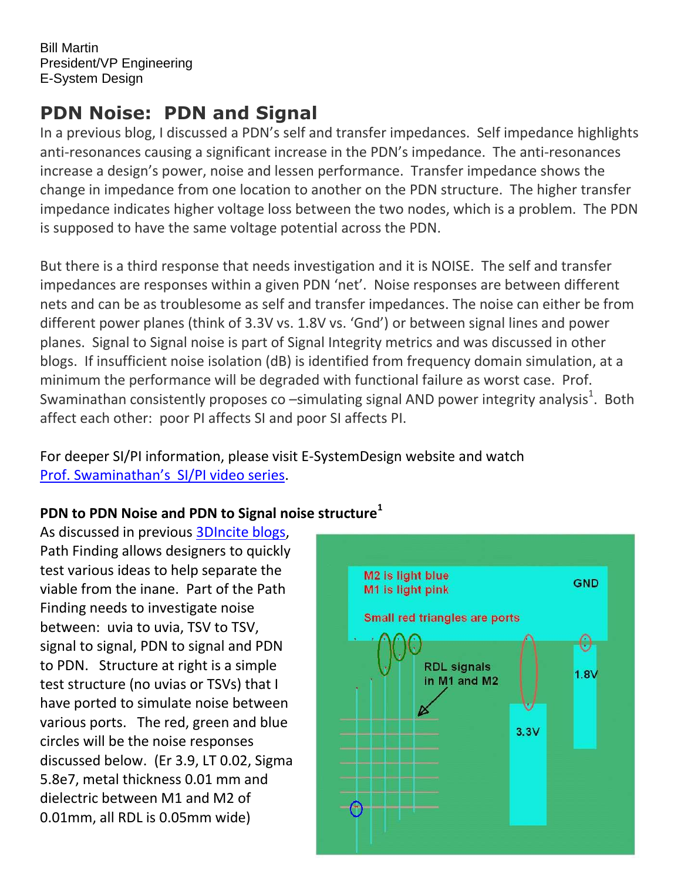Bill Martin
President/VP Engineering
E-System Design

# PDN Noise: PDN and Signal

In a previous blog, I discussed a PDN's self and transfer impedances. Self impedance highlights anti-resonances causing a significant increase in the PDN's impedance. The anti-resonances increase a design's power, noise and lessen performance. Transfer impedance shows the change in impedance from one location to another on the PDN structure. The higher transfer impedance indicates higher voltage loss between the two nodes, which is a problem. The PDN is supposed to have the same voltage potential across the PDN.

But there is a third response that needs investigation and it is NOISE. The self and transfer impedances are responses within a given PDN 'net'. Noise responses are between different nets and can be as troublesome as self and transfer impedances. The noise can either be from different power planes (think of 3.3V vs. 1.8V vs. 'Gnd') or between signal lines and power planes. Signal to Signal noise is part of Signal Integrity metrics and was discussed in other blogs. If insufficient noise isolation (dB) is identified from frequency domain simulation, at a minimum the performance will be degraded with functional failure as worst case. Prof. Swaminathan consistently proposes co –simulating signal AND power integrity analysis[1]. Both affect each other: poor PI affects SI and poor SI affects PI.

For deeper SI/PI information, please visit E-SystemDesign website and watch [Prof. Swaminathan's SI/PI video series](#).

**PDN to PDN Noise and PDN to Signal noise structure[1]**

As discussed in previous [3DIncite blogs](#), Path Finding allows designers to quickly test various ideas to help separate the viable from the inane. Part of the Path Finding needs to investigate noise between: uvia to uvia, TSV to TSV, signal to signal, PDN to signal and PDN to PDN. Structure at right is a simple test structure (no uvias or TSVs) that I have ported to simulate noise between various ports. The red, green and blue circles will be the noise responses discussed below. (Er 3.9, LT 0.02, Sigma 5.8e7, metal thickness 0.01 mm and dielectric between M1 and M2 of 0.01mm, all RDL is 0.05mm wide)

M2 is light blue
M1 is light pink
Small red triangles are ports

GND

RDL signals in M1 and M2

1.8V

3.3V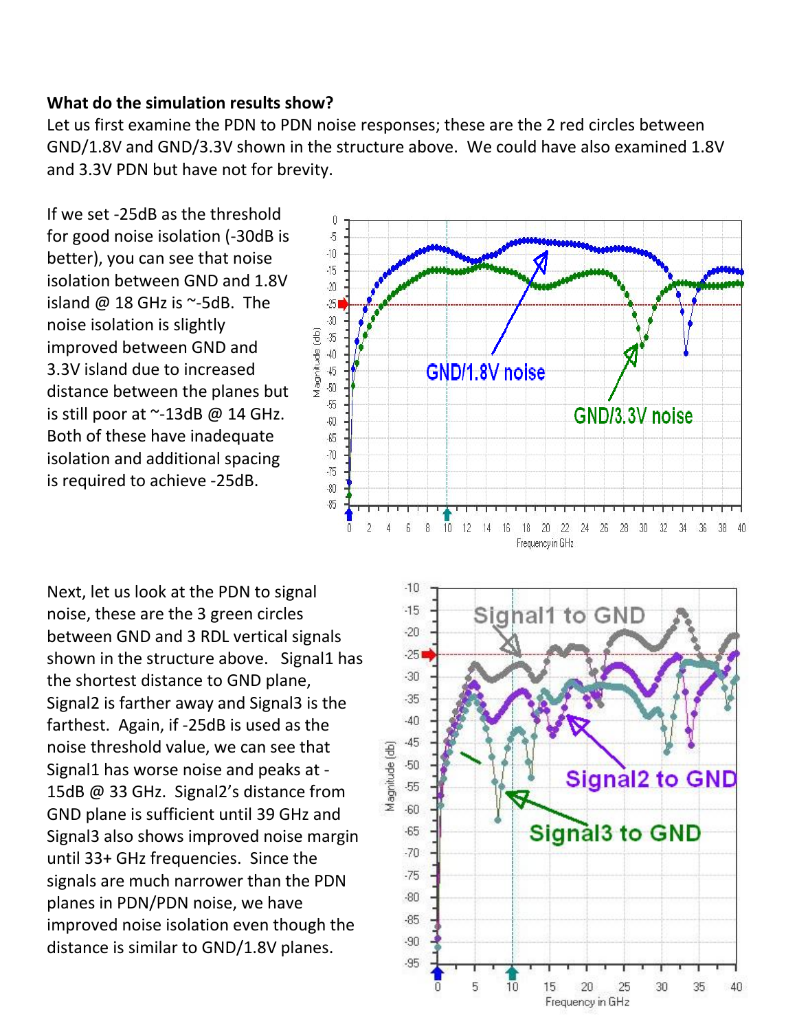**What do the simulation results show?**

Let us first examine the PDN to PDN noise responses; these are the 2 red circles between GND/1.8V and GND/3.3V shown in the structure above. We could have also examined 1.8V and 3.3V PDN but have not for brevity.

If we set -25dB as the threshold for good noise isolation (-30dB is better), you can see that noise isolation between GND and 1.8V island @ 18 GHz is ~-5dB. The noise isolation is slightly improved between GND and 3.3V island due to increased distance between the planes but is still poor at ~-13dB @ 14 GHz. Both of these have inadequate isolation and additional spacing is required to achieve -25dB.

Next, let us look at the PDN to signal noise, these are the 3 green circles between GND and 3 RDL vertical signals shown in the structure above. Signal1 has the shortest distance to GND plane, Signal2 is farther away and Signal3 is the farthest. Again, if -25dB is used as the noise threshold value, we can see that Signal1 has worse noise and peaks at -15dB @ 33 GHz. Signal2's distance from GND plane is sufficient until 39 GHz and Signal3 also shows improved noise margin until 33+ GHz frequencies. Since the signals are much narrower than the PDN planes in PDN/PDN noise, we have improved noise isolation even though the distance is similar to GND/1.8V planes.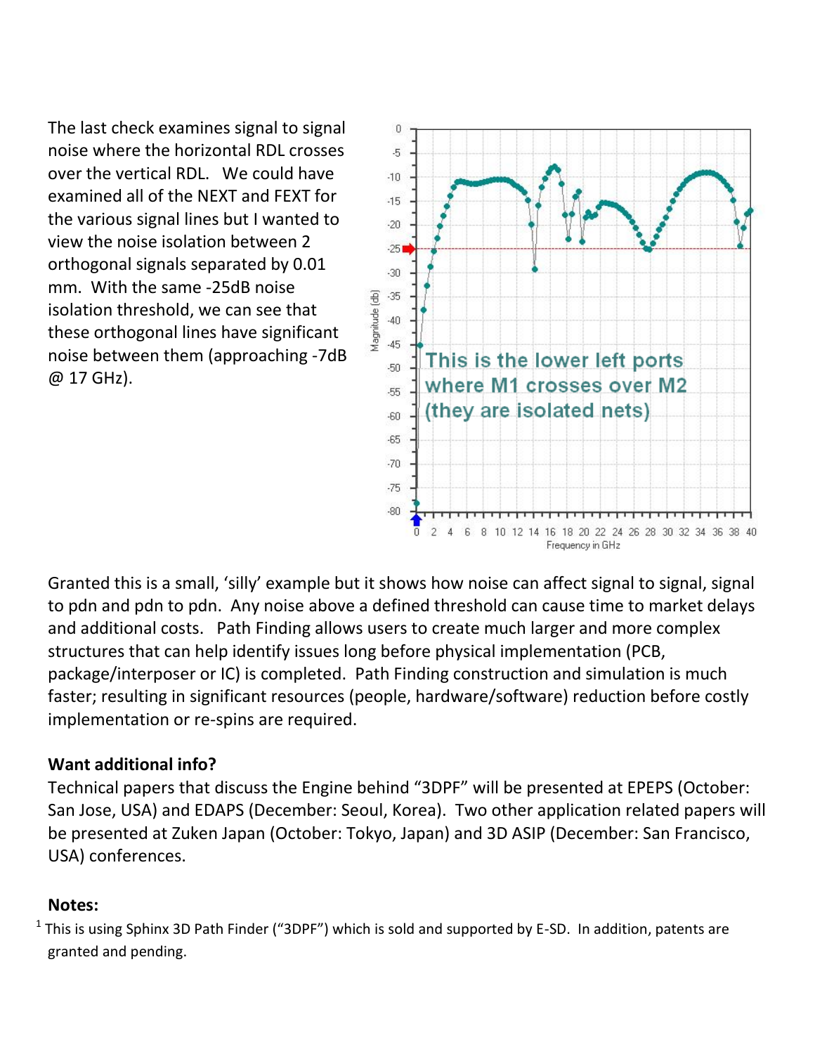The last check examines signal to signal noise where the horizontal RDL crosses over the vertical RDL. We could have examined all of the NEXT and FEXT for the various signal lines but I wanted to view the noise isolation between 2 orthogonal signals separated by 0.01 mm. With the same -25dB noise isolation threshold, we can see that these orthogonal lines have significant noise between them (approaching -7dB @ 17 GHz).

Magnitude (db)

0
-5
-10
-15
-20
-25
-30
-35
-40
-45
-50
-55
-60
-65
-70
-75
-80

0 2 4 6 8 10 12 14 16 18 20 22 24 26 28 30 32 34 36 38 40

Frequency in GHz

This is the lower left ports where M1 crosses over M2 (they are isolated nets)

Granted this is a small, 'silly' example but it shows how noise can affect signal to signal, signal to pdn and pdn to pdn. Any noise above a defined threshold can cause time to market delays and additional costs. Path Finding allows users to create much larger and more complex structures that can help identify issues long before physical implementation (PCB, package/interposer or IC) is completed. Path Finding construction and simulation is much faster; resulting in significant resources (people, hardware/software) reduction before costly implementation or re-spins are required.

**Want additional info?**

Technical papers that discuss the Engine behind "3DPF" will be presented at EPEPS (October: San Jose, USA) and EDAPS (December: Seoul, Korea). Two other application related papers will be presented at Zuken Japan (October: Tokyo, Japan) and 3D ASIP (December: San Francisco, USA) conferences.

**Notes:**

[1] This is using Sphinx 3D Path Finder ("3DPF") which is sold and supported by E-SD. In addition, patents are granted and pending.